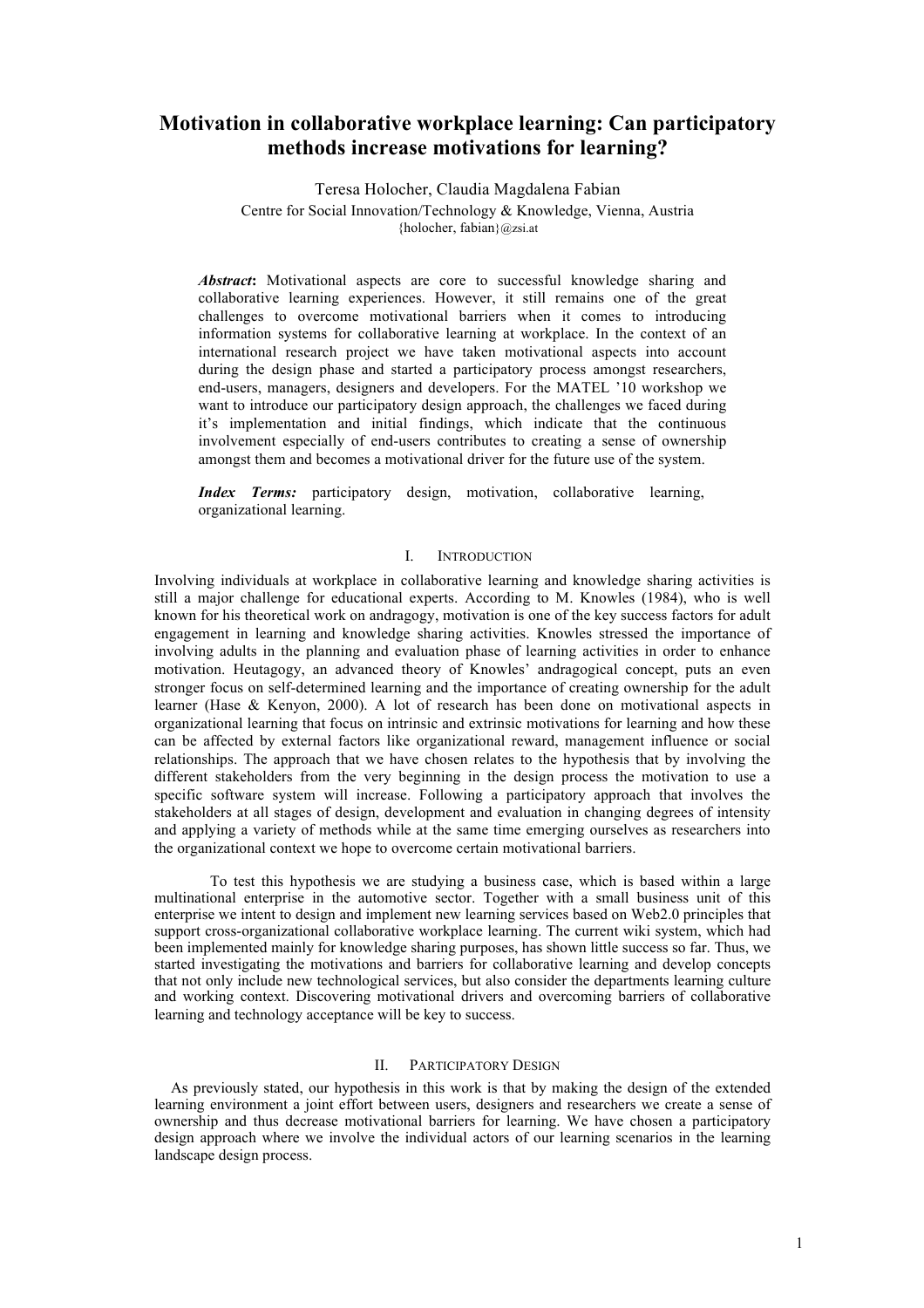# Motivation in collaborative workplace learning: Can participatory methods increase motivations for learning?

Teresa Holocher, Claudia Magdalena Fabian

Centre for Social Innovation/Technology & Knowledge, Vienna, Austria

{holocher, fabian}@zsi.at

***Abstract*****:** Motivational aspects are core to successful knowledge sharing and collaborative learning experiences. However, it still remains one of the great challenges to overcome motivational barriers when it comes to introducing information systems for collaborative learning at workplace. In the context of an international research project we have taken motivational aspects into account during the design phase and started a participatory process amongst researchers, end-users, managers, designers and developers. For the MATEL '10 workshop we want to introduce our participatory design approach, the challenges we faced during it's implementation and initial findings, which indicate that the continuous involvement especially of end-users contributes to creating a sense of ownership amongst them and becomes a motivational driver for the future use of the system.

***Index Terms:*** participatory design, motivation, collaborative learning, organizational learning.

## I. Introduction

Involving individuals at workplace in collaborative learning and knowledge sharing activities is still a major challenge for educational experts. According to M. Knowles (1984), who is well known for his theoretical work on andragogy, motivation is one of the key success factors for adult engagement in learning and knowledge sharing activities. Knowles stressed the importance of involving adults in the planning and evaluation phase of learning activities in order to enhance motivation. Heutagogy, an advanced theory of Knowles' andragogical concept, puts an even stronger focus on self-determined learning and the importance of creating ownership for the adult learner (Hase & Kenyon, 2000). A lot of research has been done on motivational aspects in organizational learning that focus on intrinsic and extrinsic motivations for learning and how these can be affected by external factors like organizational reward, management influence or social relationships. The approach that we have chosen relates to the hypothesis that by involving the different stakeholders from the very beginning in the design process the motivation to use a specific software system will increase. Following a participatory approach that involves the stakeholders at all stages of design, development and evaluation in changing degrees of intensity and applying a variety of methods while at the same time emerging ourselves as researchers into the organizational context we hope to overcome certain motivational barriers.

To test this hypothesis we are studying a business case, which is based within a large multinational enterprise in the automotive sector. Together with a small business unit of this enterprise we intent to design and implement new learning services based on Web2.0 principles that support cross-organizational collaborative workplace learning. The current wiki system, which had been implemented mainly for knowledge sharing purposes, has shown little success so far. Thus, we started investigating the motivations and barriers for collaborative learning and develop concepts that not only include new technological services, but also consider the departments learning culture and working context. Discovering motivational drivers and overcoming barriers of collaborative learning and technology acceptance will be key to success.

## II. Participatory Design

As previously stated, our hypothesis in this work is that by making the design of the extended learning environment a joint effort between users, designers and researchers we create a sense of ownership and thus decrease motivational barriers for learning. We have chosen a participatory design approach where we involve the individual actors of our learning scenarios in the learning landscape design process.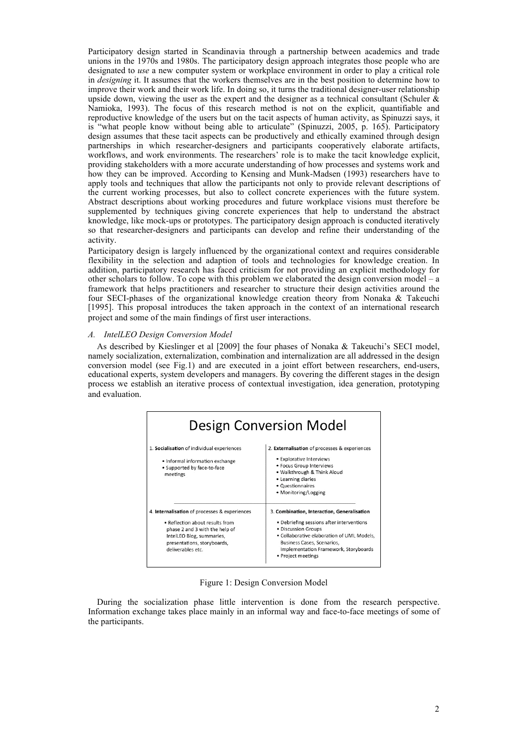Participatory design started in Scandinavia through a partnership between academics and trade unions in the 1970s and 1980s. The participatory design approach integrates those people who are designated to *use* a new computer system or workplace environment in order to play a critical role in *designing* it. It assumes that the workers themselves are in the best position to determine how to improve their work and their work life. In doing so, it turns the traditional designer-user relationship upside down, viewing the user as the expert and the designer as a technical consultant (Schuler & Namioka, 1993). The focus of this research method is not on the explicit, quantifiable and reproductive knowledge of the users but on the tacit aspects of human activity, as Spinuzzi says, it is "what people know without being able to articulate" (Spinuzzi, 2005, p. 165). Participatory design assumes that these tacit aspects can be productively and ethically examined through design partnerships in which researcher-designers and participants cooperatively elaborate artifacts, workflows, and work environments. The researchers' role is to make the tacit knowledge explicit, providing stakeholders with a more accurate understanding of how processes and systems work and how they can be improved. According to Kensing and Munk-Madsen (1993) researchers have to apply tools and techniques that allow the participants not only to provide relevant descriptions of the current working processes, but also to collect concrete experiences with the future system. Abstract descriptions about working procedures and future workplace visions must therefore be supplemented by techniques giving concrete experiences that help to understand the abstract knowledge, like mock-ups or prototypes. The participatory design approach is conducted iteratively so that researcher-designers and participants can develop and refine their understanding of the activity.

Participatory design is largely influenced by the organizational context and requires considerable flexibility in the selection and adaption of tools and technologies for knowledge creation. In addition, participatory research has faced criticism for not providing an explicit methodology for other scholars to follow. To cope with this problem we elaborated the design conversion model – a framework that helps practitioners and researcher to structure their design activities around the four SECI-phases of the organizational knowledge creation theory from Nonaka & Takeuchi [1995]. This proposal introduces the taken approach in the context of an international research project and some of the main findings of first user interactions.

### *A. IntelLEO Design Conversion Model*

As described by Kieslinger et al [2009] the four phases of Nonaka & Takeuchi's SECI model, namely socialization, externalization, combination and internalization are all addressed in the design conversion model (see Fig.1) and are executed in a joint effort between researchers, end-users, educational experts, system developers and managers. By covering the different stages in the design process we establish an iterative process of contextual investigation, idea generation, prototyping and evaluation.

**Design Conversion Model**

| | |
|---|---|
| 1. **Socialisation** of individual experiences<br>• Informal information exchange<br>• Supported by face-to-face meetings | 2. **Externalisation** of processes & experiences<br>• Explorative Interviews<br>• Focus Group Interviews<br>• Walkthrough & Think Aloud<br>• Learning diaries<br>• Questionnaires<br>• Monitoring/Logging |
| 4. **Internalisation** of processes & experiences<br>• Reflection about results from phase 2 and 3 with the help of IntelLEO Blog, summaries, presentations, storyboards, deliverables etc. | 3. **Combination, Interaction, Generalisation**<br>• Debriefing sessions after interventions<br>• Discussion Groups<br>• Collaborative elaboration of UML Models, Business Cases, Scenarios, Implementation Framework, Storyboards<br>• Project meetings |

Figure 1: Design Conversion Model

During the socialization phase little intervention is done from the research perspective. Information exchange takes place mainly in an informal way and face-to-face meetings of some of the participants.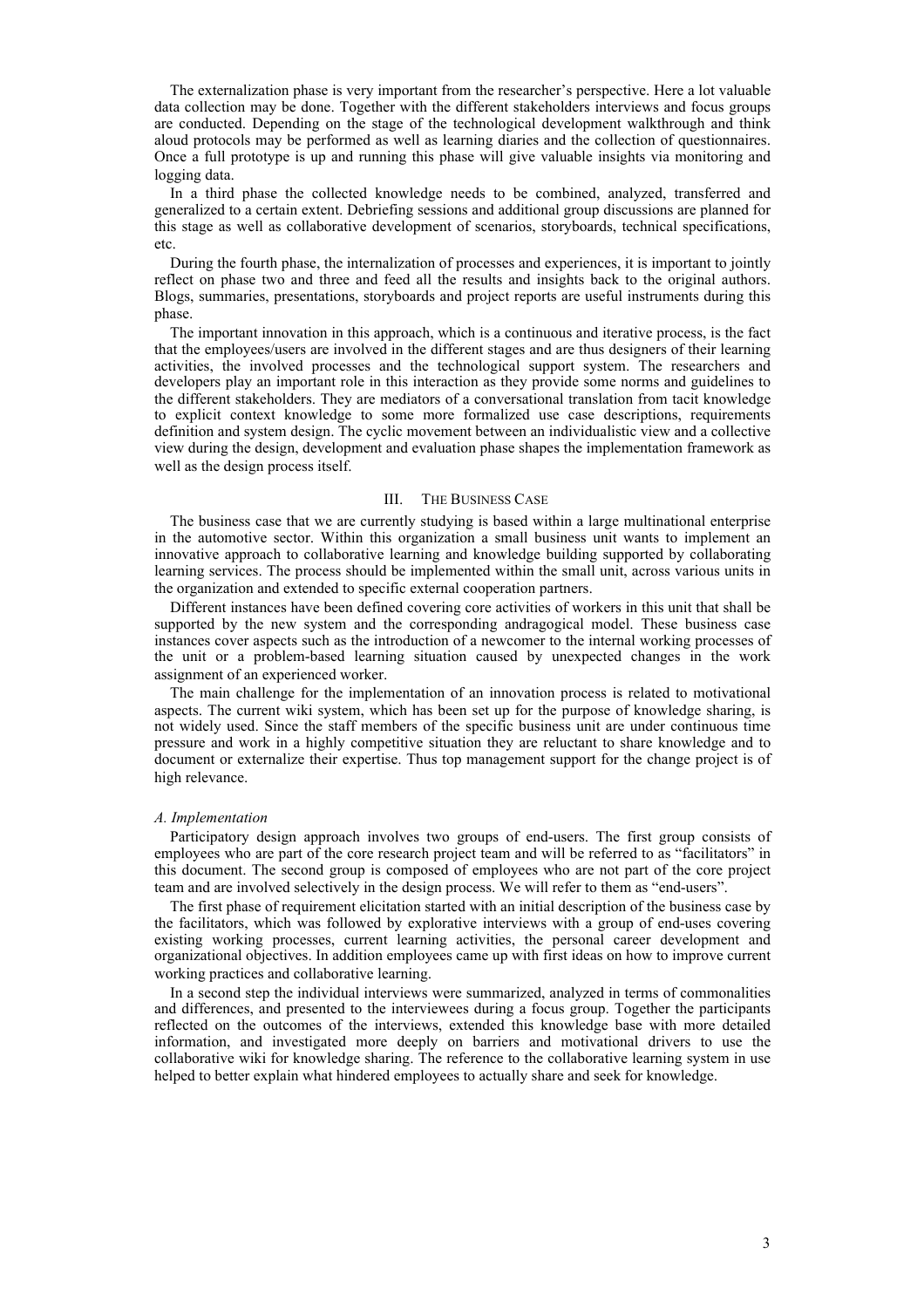The externalization phase is very important from the researcher's perspective. Here a lot valuable data collection may be done. Together with the different stakeholders interviews and focus groups are conducted. Depending on the stage of the technological development walkthrough and think aloud protocols may be performed as well as learning diaries and the collection of questionnaires. Once a full prototype is up and running this phase will give valuable insights via monitoring and logging data.

In a third phase the collected knowledge needs to be combined, analyzed, transferred and generalized to a certain extent. Debriefing sessions and additional group discussions are planned for this stage as well as collaborative development of scenarios, storyboards, technical specifications, etc.

During the fourth phase, the internalization of processes and experiences, it is important to jointly reflect on phase two and three and feed all the results and insights back to the original authors. Blogs, summaries, presentations, storyboards and project reports are useful instruments during this phase.

The important innovation in this approach, which is a continuous and iterative process, is the fact that the employees/users are involved in the different stages and are thus designers of their learning activities, the involved processes and the technological support system. The researchers and developers play an important role in this interaction as they provide some norms and guidelines to the different stakeholders. They are mediators of a conversational translation from tacit knowledge to explicit context knowledge to some more formalized use case descriptions, requirements definition and system design. The cyclic movement between an individualistic view and a collective view during the design, development and evaluation phase shapes the implementation framework as well as the design process itself.

## III. The Business Case

The business case that we are currently studying is based within a large multinational enterprise in the automotive sector. Within this organization a small business unit wants to implement an innovative approach to collaborative learning and knowledge building supported by collaborating learning services. The process should be implemented within the small unit, across various units in the organization and extended to specific external cooperation partners.

Different instances have been defined covering core activities of workers in this unit that shall be supported by the new system and the corresponding andragogical model. These business case instances cover aspects such as the introduction of a newcomer to the internal working processes of the unit or a problem-based learning situation caused by unexpected changes in the work assignment of an experienced worker.

The main challenge for the implementation of an innovation process is related to motivational aspects. The current wiki system, which has been set up for the purpose of knowledge sharing, is not widely used. Since the staff members of the specific business unit are under continuous time pressure and work in a highly competitive situation they are reluctant to share knowledge and to document or externalize their expertise. Thus top management support for the change project is of high relevance.

### *A. Implementation*

Participatory design approach involves two groups of end-users. The first group consists of employees who are part of the core research project team and will be referred to as "facilitators" in this document. The second group is composed of employees who are not part of the core project team and are involved selectively in the design process. We will refer to them as "end-users".

The first phase of requirement elicitation started with an initial description of the business case by the facilitators, which was followed by explorative interviews with a group of end-uses covering existing working processes, current learning activities, the personal career development and organizational objectives. In addition employees came up with first ideas on how to improve current working practices and collaborative learning.

In a second step the individual interviews were summarized, analyzed in terms of commonalities and differences, and presented to the interviewees during a focus group. Together the participants reflected on the outcomes of the interviews, extended this knowledge base with more detailed information, and investigated more deeply on barriers and motivational drivers to use the collaborative wiki for knowledge sharing. The reference to the collaborative learning system in use helped to better explain what hindered employees to actually share and seek for knowledge.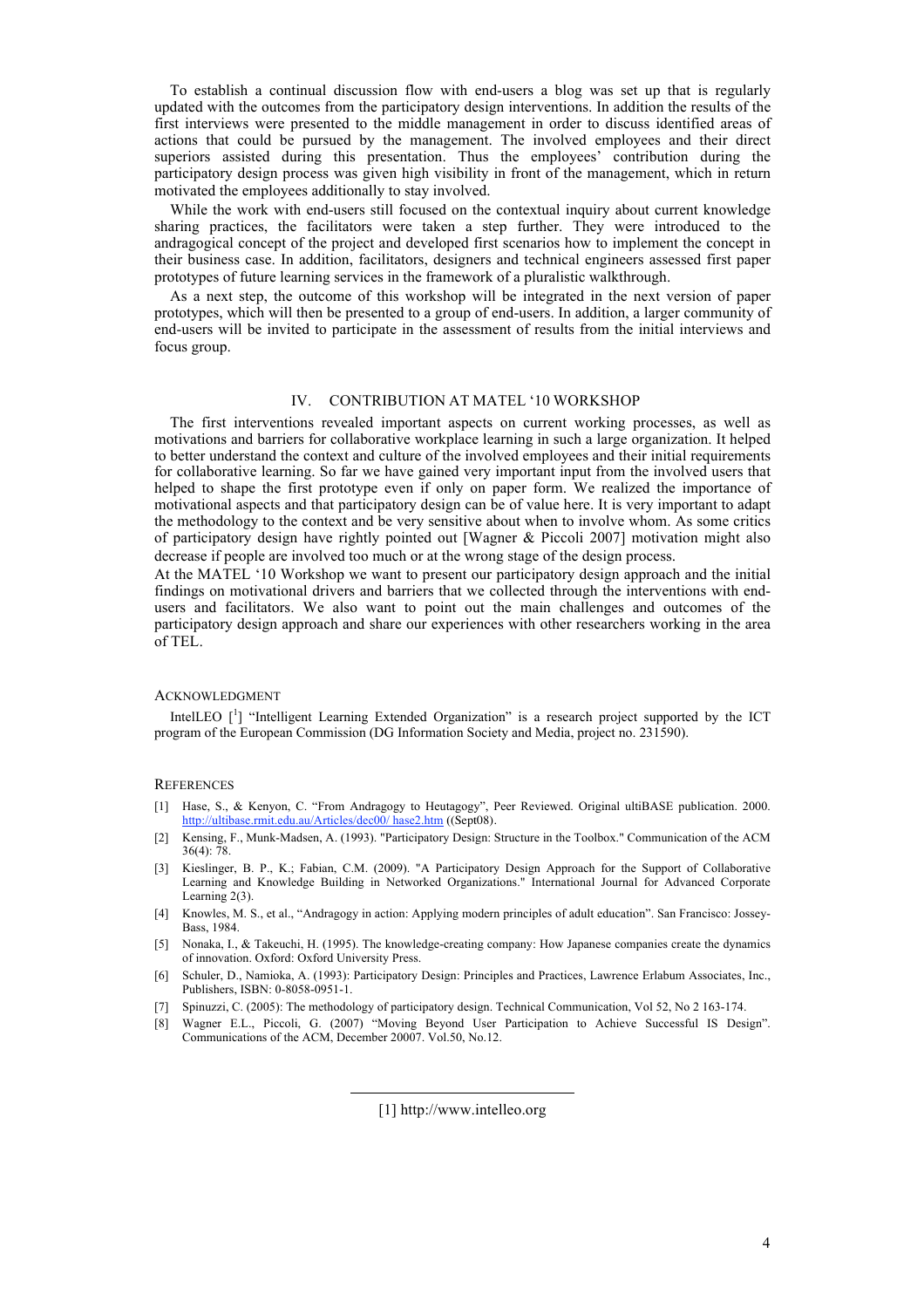To establish a continual discussion flow with end-users a blog was set up that is regularly updated with the outcomes from the participatory design interventions. In addition the results of the first interviews were presented to the middle management in order to discuss identified areas of actions that could be pursued by the management. The involved employees and their direct superiors assisted during this presentation. Thus the employees' contribution during the participatory design process was given high visibility in front of the management, which in return motivated the employees additionally to stay involved.

While the work with end-users still focused on the contextual inquiry about current knowledge sharing practices, the facilitators were taken a step further. They were introduced to the andragogical concept of the project and developed first scenarios how to implement the concept in their business case. In addition, facilitators, designers and technical engineers assessed first paper prototypes of future learning services in the framework of a pluralistic walkthrough.

As a next step, the outcome of this workshop will be integrated in the next version of paper prototypes, which will then be presented to a group of end-users. In addition, a larger community of end-users will be invited to participate in the assessment of results from the initial interviews and focus group.

## IV. Contribution at MATEL '10 Workshop

The first interventions revealed important aspects on current working processes, as well as motivations and barriers for collaborative workplace learning in such a large organization. It helped to better understand the context and culture of the involved employees and their initial requirements for collaborative learning. So far we have gained very important input from the involved users that helped to shape the first prototype even if only on paper form. We realized the importance of motivational aspects and that participatory design can be of value here. It is very important to adapt the methodology to the context and be very sensitive about when to involve whom. As some critics of participatory design have rightly pointed out [Wagner & Piccoli 2007] motivation might also decrease if people are involved too much or at the wrong stage of the design process.

At the MATEL '10 Workshop we want to present our participatory design approach and the initial findings on motivational drivers and barriers that we collected through the interventions with end-users and facilitators. We also want to point out the main challenges and outcomes of the participatory design approach and share our experiences with other researchers working in the area of TEL.

### Acknowledgment

IntelLEO [1] "Intelligent Learning Extended Organization" is a research project supported by the ICT program of the European Commission (DG Information Society and Media, project no. 231590).

### References

[1] Hase, S., & Kenyon, C. "From Andragogy to Heutagogy", Peer Reviewed. Original ultiBASE publication. 2000. http://ultibase.rmit.edu.au/Articles/dec00/ hase2.htm ((Sept08).

[2] Kensing, F., Munk-Madsen, A. (1993). "Participatory Design: Structure in the Toolbox." Communication of the ACM 36(4): 78.

[3] Kieslinger, B. P., K.; Fabian, C.M. (2009). "A Participatory Design Approach for the Support of Collaborative Learning and Knowledge Building in Networked Organizations." International Journal for Advanced Corporate Learning 2(3).

[4] Knowles, M. S., et al., "Andragogy in action: Applying modern principles of adult education". San Francisco: Jossey-Bass, 1984.

[5] Nonaka, I., & Takeuchi, H. (1995). The knowledge-creating company: How Japanese companies create the dynamics of innovation. Oxford: Oxford University Press.

[6] Schuler, D., Namioka, A. (1993): Participatory Design: Principles and Practices, Lawrence Erlabum Associates, Inc., Publishers, ISBN: 0-8058-0951-1.

[7] Spinuzzi, C. (2005): The methodology of participatory design. Technical Communication, Vol 52, No 2 163-174.

[8] Wagner E.L., Piccoli, G. (2007) "Moving Beyond User Participation to Achieve Successful IS Design". Communications of the ACM, December 20007. Vol.50, No.12.

---

[1] http://www.intelleo.org